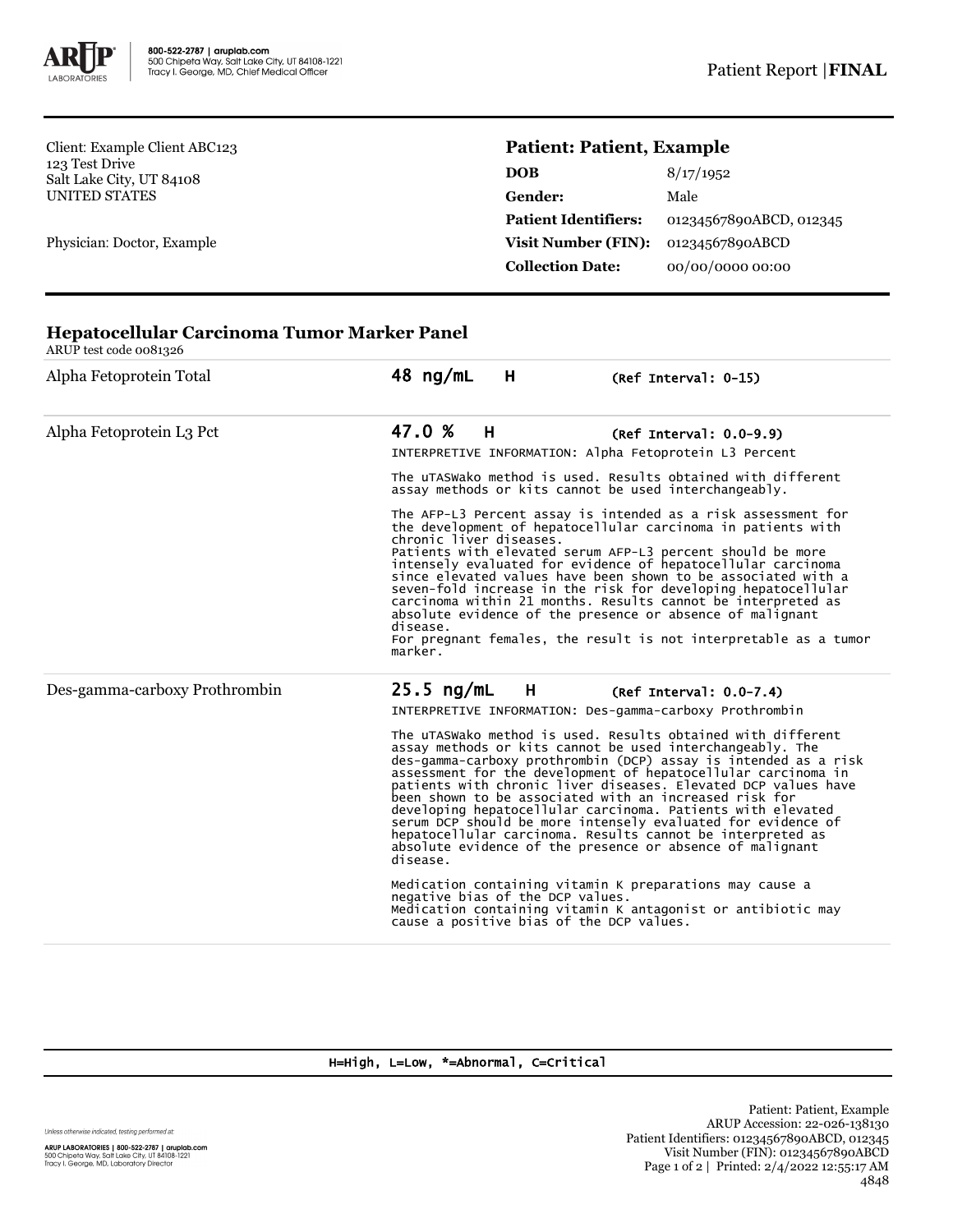800-522-2787 | aruplab.com
500 Chipeta Way, Salt Lake City, UT 84108-1221
Tracy I. George, MD, Chief Medical Officer

Patient Report | **FINAL**

Client: Example Client ABC123
123 Test Drive
Salt Lake City, UT 84108
UNITED STATES

Physician: Doctor, Example

**Patient: Patient, Example**

| | |
|---|---|
| **DOB** | 8/17/1952 |
| **Gender:** | Male |
| **Patient Identifiers:** | 01234567890ABCD, 012345 |
| **Visit Number (FIN):** | 01234567890ABCD |
| **Collection Date:** | 00/00/0000 00:00 |

## Hepatocellular Carcinoma Tumor Marker Panel

ARUP test code 0081326

| Test | Result | Flag | Reference Interval |
|---|---|---|---|
| Alpha Fetoprotein Total | 48 ng/mL | H | (Ref Interval: 0-15) |
| Alpha Fetoprotein L3 Pct | 47.0 % | H | (Ref Interval: 0.0-9.9) |

INTERPRETIVE INFORMATION: Alpha Fetoprotein L3 Percent

The uTASWako method is used. Results obtained with different assay methods or kits cannot be used interchangeably.

The AFP-L3 Percent assay is intended as a risk assessment for the development of hepatocellular carcinoma in patients with chronic liver diseases.
Patients with elevated serum AFP-L3 percent should be more intensely evaluated for evidence of hepatocellular carcinoma since elevated values have been shown to be associated with a seven-fold increase in the risk for developing hepatocellular carcinoma within 21 months. Results cannot be interpreted as absolute evidence of the presence or absence of malignant disease.
For pregnant females, the result is not interpretable as a tumor marker.

| Test | Result | Flag | Reference Interval |
|---|---|---|---|
| Des-gamma-carboxy Prothrombin | 25.5 ng/mL | H | (Ref Interval: 0.0-7.4) |

INTERPRETIVE INFORMATION: Des-gamma-carboxy Prothrombin

The uTASWako method is used. Results obtained with different assay methods or kits cannot be used interchangeably. The des-gamma-carboxy prothrombin (DCP) assay is intended as a risk assessment for the development of hepatocellular carcinoma in patients with chronic liver diseases. Elevated DCP values have been shown to be associated with an increased risk for developing hepatocellular carcinoma. Patients with elevated serum DCP should be more intensely evaluated for evidence of hepatocellular carcinoma. Results cannot be interpreted as absolute evidence of the presence or absence of malignant disease.

Medication containing vitamin K preparations may cause a negative bias of the DCP values.
Medication containing vitamin K antagonist or antibiotic may cause a positive bias of the DCP values.

H=High, L=Low, *=Abnormal, C=Critical

Unless otherwise indicated, testing performed at:

ARUP LABORATORIES | 800-522-2787 | aruplab.com
500 Chipeta Way, Salt Lake City, UT 84108-1221
Tracy I. George, MD, Laboratory Director

Patient: Patient, Example
ARUP Accession: 22-026-138130
Patient Identifiers: 01234567890ABCD, 012345
Visit Number (FIN): 01234567890ABCD
Printed: 2/4/2022 12:55:17 AM
4848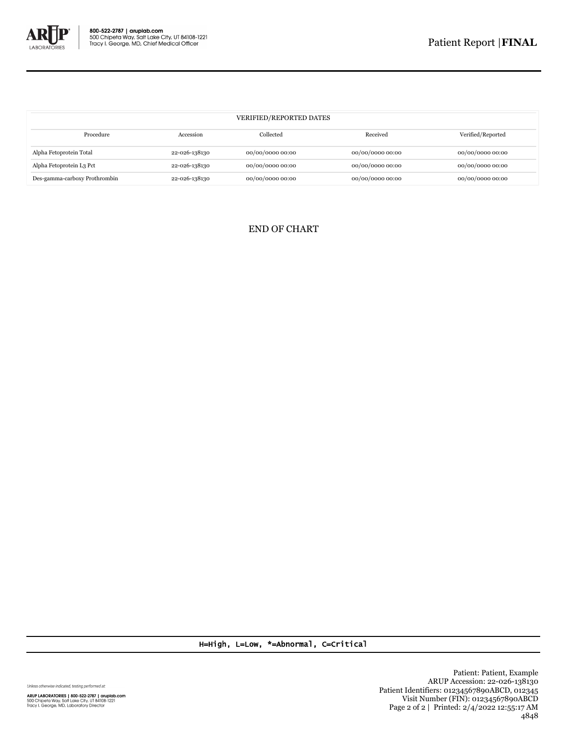## VERIFIED/REPORTED DATES

| Procedure | Accession | Collected | Received | Verified/Reported |
|---|---|---|---|---|
| Alpha Fetoprotein Total | 22-026-138130 | 00/00/0000 00:00 | 00/00/0000 00:00 | 00/00/0000 00:00 |
| Alpha Fetoprotein L3 Pct | 22-026-138130 | 00/00/0000 00:00 | 00/00/0000 00:00 | 00/00/0000 00:00 |
| Des-gamma-carboxy Prothrombin | 22-026-138130 | 00/00/0000 00:00 | 00/00/0000 00:00 | 00/00/0000 00:00 |

END OF CHART

H=High, L=Low, *=Abnormal, C=Critical

*Unless otherwise indicated, testing performed at:*

**ARUP LABORATORIES | 800-522-2787 | aruplab.com**
500 Chipeta Way, Salt Lake City, UT 84108-1221
Tracy I. George, MD, Laboratory Director

Patient: Patient, Example
ARUP Accession: 22-026-138130
Patient Identifiers: 01234567890ABCD, 012345
Visit Number (FIN): 01234567890ABCD
Printed: 2/4/2022 12:55:17 AM
4848